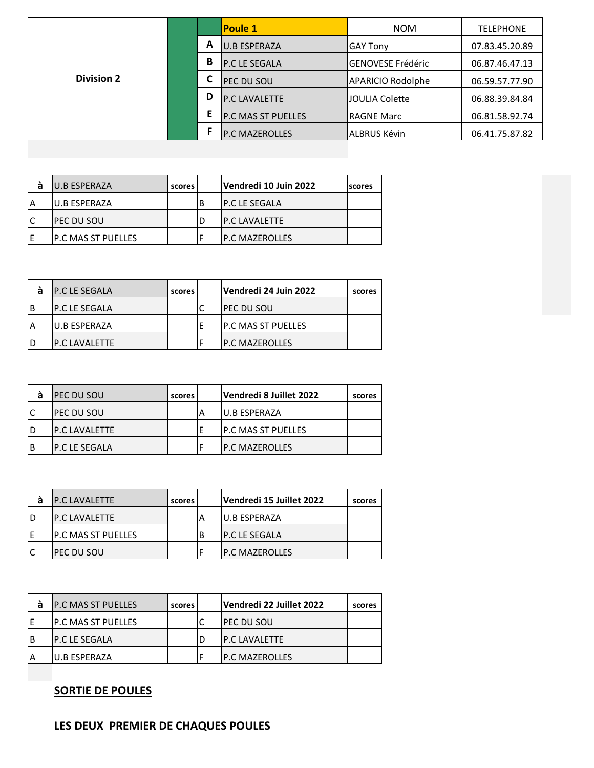| Division 2 | | Poule 1 | NOM | TELEPHONE |
|---|---|---|---|---|
| | A | U.B ESPERAZA | GAY Tony | 07.83.45.20.89 |
| | B | P.C LE SEGALA | GENOVESE Frédéric | 06.87.46.47.13 |
| | C | PEC DU SOU | APARICIO Rodolphe | 06.59.57.77.90 |
| | D | P.C LAVALETTE | JOULIA Colette | 06.88.39.84.84 |
| | E | P.C MAS ST PUELLES | RAGNE Marc | 06.81.58.92.74 |
| | F | P.C MAZEROLLES | ALBRUS Kévin | 06.41.75.87.82 |

| à | U.B ESPERAZA | scores | | Vendredi 10 Juin 2022 | scores |
|---|---|---|---|---|---|
| A | U.B ESPERAZA | | B | P.C LE SEGALA | |
| C | PEC DU SOU | | D | P.C LAVALETTE | |
| E | P.C MAS ST PUELLES | | F | P.C MAZEROLLES | |

| à | P.C LE SEGALA | scores | | Vendredi 24 Juin 2022 | scores |
|---|---|---|---|---|---|
| B | P.C LE SEGALA | | C | PEC DU SOU | |
| A | U.B ESPERAZA | | E | P.C MAS ST PUELLES | |
| D | P.C LAVALETTE | | F | P.C MAZEROLLES | |

| à | PEC DU SOU | scores | | Vendredi 8 Juillet 2022 | scores |
|---|---|---|---|---|---|
| C | PEC DU SOU | | A | U.B ESPERAZA | |
| D | P.C LAVALETTE | | E | P.C MAS ST PUELLES | |
| B | P.C LE SEGALA | | F | P.C MAZEROLLES | |

| à | P.C LAVALETTE | scores | | Vendredi 15 Juillet 2022 | scores |
|---|---|---|---|---|---|
| D | P.C LAVALETTE | | A | U.B ESPERAZA | |
| E | P.C MAS ST PUELLES | | B | P.C LE SEGALA | |
| C | PEC DU SOU | | F | P.C MAZEROLLES | |

| à | P.C MAS ST PUELLES | scores | | Vendredi 22 Juillet 2022 | scores |
|---|---|---|---|---|---|
| E | P.C MAS ST PUELLES | | C | PEC DU SOU | |
| B | P.C LE SEGALA | | D | P.C LAVALETTE | |
| A | U.B ESPERAZA | | F | P.C MAZEROLLES | |

**<u>SORTIE DE POULES</u>**

**LES DEUX PREMIER DE CHAQUES POULES**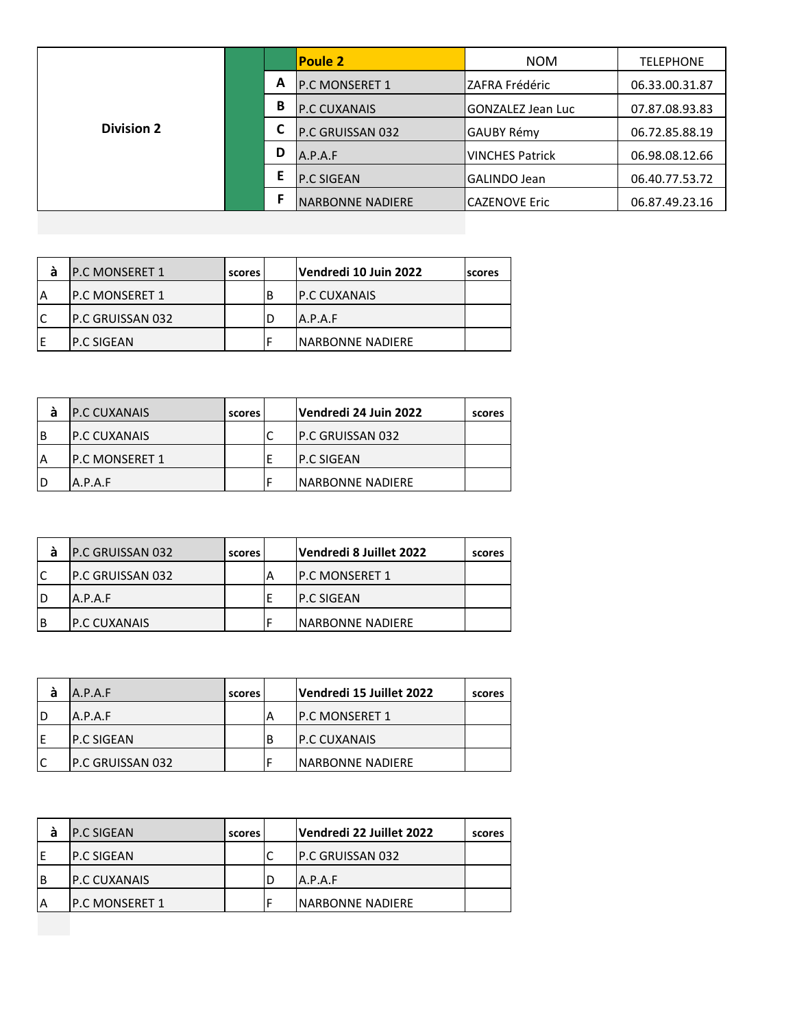| Division 2 | | Poule 2 | NOM | TELEPHONE |
|---|---|---|---|---|
| | A | P.C MONSERET 1 | ZAFRA Frédéric | 06.33.00.31.87 |
| | B | P.C CUXANAIS | GONZALEZ Jean Luc | 07.87.08.93.83 |
| | C | P.C GRUISSAN 032 | GAUBY Rémy | 06.72.85.88.19 |
| | D | A.P.A.F | VINCHES Patrick | 06.98.08.12.66 |
| | E | P.C SIGEAN | GALINDO Jean | 06.40.77.53.72 |
| | F | NARBONNE NADIERE | CAZENOVE Eric | 06.87.49.23.16 |

| à | P.C MONSERET 1 | scores | | Vendredi 10 Juin 2022 | scores |
|---|---|---|---|---|---|
| A | P.C MONSERET 1 | | B | P.C CUXANAIS | |
| C | P.C GRUISSAN 032 | | D | A.P.A.F | |
| E | P.C SIGEAN | | F | NARBONNE NADIERE | |

| à | P.C CUXANAIS | scores | | Vendredi 24 Juin 2022 | scores |
|---|---|---|---|---|---|
| B | P.C CUXANAIS | | C | P.C GRUISSAN 032 | |
| A | P.C MONSERET 1 | | E | P.C SIGEAN | |
| D | A.P.A.F | | F | NARBONNE NADIERE | |

| à | P.C GRUISSAN 032 | scores | | Vendredi 8 Juillet 2022 | scores |
|---|---|---|---|---|---|
| C | P.C GRUISSAN 032 | | A | P.C MONSERET 1 | |
| D | A.P.A.F | | E | P.C SIGEAN | |
| B | P.C CUXANAIS | | F | NARBONNE NADIERE | |

| à | A.P.A.F | scores | | Vendredi 15 Juillet 2022 | scores |
|---|---|---|---|---|---|
| D | A.P.A.F | | A | P.C MONSERET 1 | |
| E | P.C SIGEAN | | B | P.C CUXANAIS | |
| C | P.C GRUISSAN 032 | | F | NARBONNE NADIERE | |

| à | P.C SIGEAN | scores | | Vendredi 22 Juillet 2022 | scores |
|---|---|---|---|---|---|
| E | P.C SIGEAN | | C | P.C GRUISSAN 032 | |
| B | P.C CUXANAIS | | D | A.P.A.F | |
| A | P.C MONSERET 1 | | F | NARBONNE NADIERE | |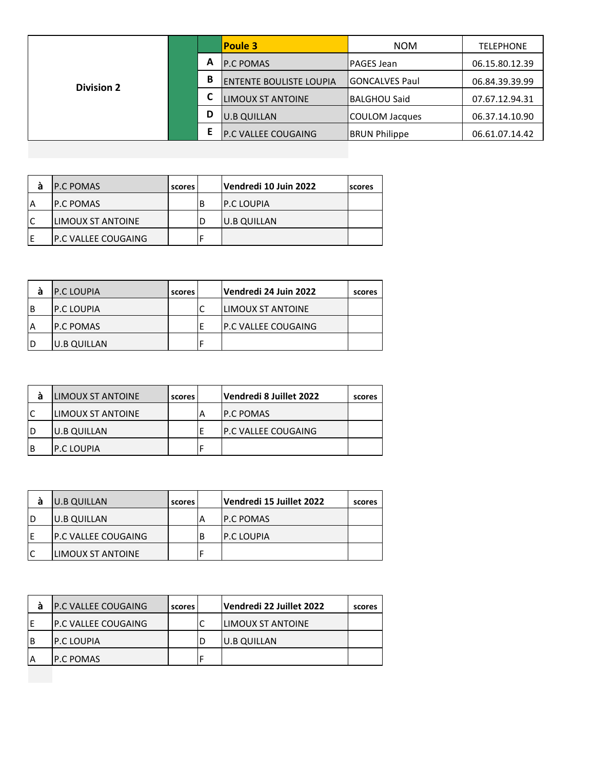| Division 2 | | Poule 3 | NOM | TELEPHONE |
|---|---|---|---|---|
| | A | P.C POMAS | PAGES Jean | 06.15.80.12.39 |
| | B | ENTENTE BOULISTE LOUPIA | GONCALVES Paul | 06.84.39.39.99 |
| | C | LIMOUX ST ANTOINE | BALGHOU Said | 07.67.12.94.31 |
| | D | U.B QUILLAN | COULOM Jacques | 06.37.14.10.90 |
| | E | P.C VALLEE COUGAING | BRUN Philippe | 06.61.07.14.42 |

| à | P.C POMAS | scores | | Vendredi 10 Juin 2022 | scores |
|---|---|---|---|---|---|
| A | P.C POMAS | | B | P.C LOUPIA | |
| C | LIMOUX ST ANTOINE | | D | U.B QUILLAN | |
| E | P.C VALLEE COUGAING | | F | | |

| à | P.C LOUPIA | scores | | Vendredi 24 Juin 2022 | scores |
|---|---|---|---|---|---|
| B | P.C LOUPIA | | C | LIMOUX ST ANTOINE | |
| A | P.C POMAS | | E | P.C VALLEE COUGAING | |
| D | U.B QUILLAN | | F | | |

| à | LIMOUX ST ANTOINE | scores | | Vendredi 8 Juillet 2022 | scores |
|---|---|---|---|---|---|
| C | LIMOUX ST ANTOINE | | A | P.C POMAS | |
| D | U.B QUILLAN | | E | P.C VALLEE COUGAING | |
| B | P.C LOUPIA | | F | | |

| à | U.B QUILLAN | scores | | Vendredi 15 Juillet 2022 | scores |
|---|---|---|---|---|---|
| D | U.B QUILLAN | | A | P.C POMAS | |
| E | P.C VALLEE COUGAING | | B | P.C LOUPIA | |
| C | LIMOUX ST ANTOINE | | F | | |

| à | P.C VALLEE COUGAING | scores | | Vendredi 22 Juillet 2022 | scores |
|---|---|---|---|---|---|
| E | P.C VALLEE COUGAING | | C | LIMOUX ST ANTOINE | |
| B | P.C LOUPIA | | D | U.B QUILLAN | |
| A | P.C POMAS | | F | | |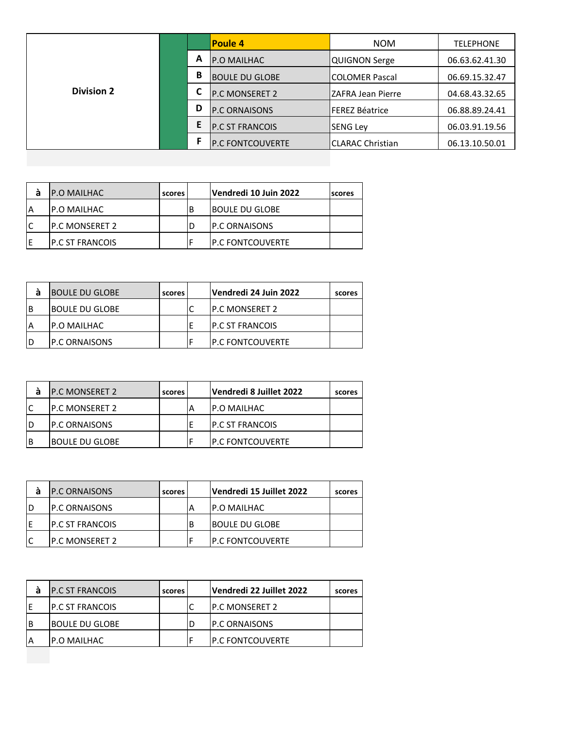| Division 2 | | Poule 4 | NOM | TELEPHONE |
|---|---|---|---|---|
| | A | P.O MAILHAC | QUIGNON Serge | 06.63.62.41.30 |
| | B | BOULE DU GLOBE | COLOMER Pascal | 06.69.15.32.47 |
| | C | P.C MONSERET 2 | ZAFRA Jean Pierre | 04.68.43.32.65 |
| | D | P.C ORNAISONS | FEREZ Béatrice | 06.88.89.24.41 |
| | E | P.C ST FRANCOIS | SENG Ley | 06.03.91.19.56 |
| | F | P.C FONTCOUVERTE | CLARAC Christian | 06.13.10.50.01 |

| à | P.O MAILHAC | scores | | Vendredi 10 Juin 2022 | scores |
|---|---|---|---|---|---|
| A | P.O MAILHAC | | B | BOULE DU GLOBE | |
| C | P.C MONSERET 2 | | D | P.C ORNAISONS | |
| E | P.C ST FRANCOIS | | F | P.C FONTCOUVERTE | |

| à | BOULE DU GLOBE | scores | | Vendredi 24 Juin 2022 | scores |
|---|---|---|---|---|---|
| B | BOULE DU GLOBE | | C | P.C MONSERET 2 | |
| A | P.O MAILHAC | | E | P.C ST FRANCOIS | |
| D | P.C ORNAISONS | | F | P.C FONTCOUVERTE | |

| à | P.C MONSERET 2 | scores | | Vendredi 8 Juillet 2022 | scores |
|---|---|---|---|---|---|
| C | P.C MONSERET 2 | | A | P.O MAILHAC | |
| D | P.C ORNAISONS | | E | P.C ST FRANCOIS | |
| B | BOULE DU GLOBE | | F | P.C FONTCOUVERTE | |

| à | P.C ORNAISONS | scores | | Vendredi 15 Juillet 2022 | scores |
|---|---|---|---|---|---|
| D | P.C ORNAISONS | | A | P.O MAILHAC | |
| E | P.C ST FRANCOIS | | B | BOULE DU GLOBE | |
| C | P.C MONSERET 2 | | F | P.C FONTCOUVERTE | |

| à | P.C ST FRANCOIS | scores | | Vendredi 22 Juillet 2022 | scores |
|---|---|---|---|---|---|
| E | P.C ST FRANCOIS | | C | P.C MONSERET 2 | |
| B | BOULE DU GLOBE | | D | P.C ORNAISONS | |
| A | P.O MAILHAC | | F | P.C FONTCOUVERTE | |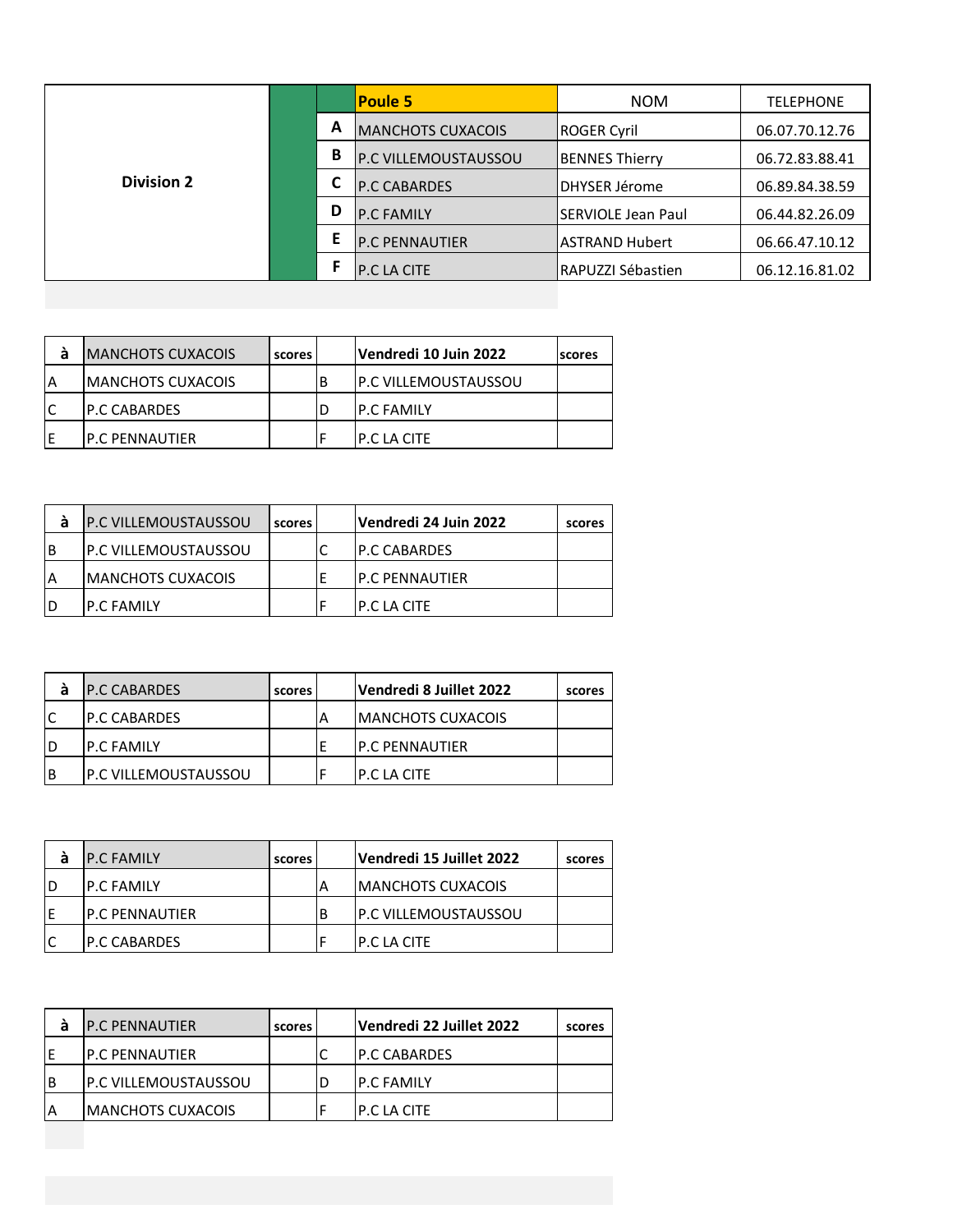| Division 2 | | | Poule 5 | NOM | TELEPHONE |
|---|---|---|---|---|---|
| | | A | MANCHOTS CUXACOIS | ROGER Cyril | 06.07.70.12.76 |
| | | B | P.C VILLEMOUSTAUSSOU | BENNES Thierry | 06.72.83.88.41 |
| | | C | P.C CABARDES | DHYSER Jérome | 06.89.84.38.59 |
| | | D | P.C FAMILY | SERVIOLE Jean Paul | 06.44.82.26.09 |
| | | E | P.C PENNAUTIER | ASTRAND Hubert | 06.66.47.10.12 |
| | | F | P.C LA CITE | RAPUZZI Sébastien | 06.12.16.81.02 |

| à | MANCHOTS CUXACOIS | scores | | Vendredi 10 Juin 2022 | scores |
|---|---|---|---|---|---|
| A | MANCHOTS CUXACOIS | | B | P.C VILLEMOUSTAUSSOU | |
| C | P.C CABARDES | | D | P.C FAMILY | |
| E | P.C PENNAUTIER | | F | P.C LA CITE | |

| à | P.C VILLEMOUSTAUSSOU | scores | | Vendredi 24 Juin 2022 | scores |
|---|---|---|---|---|---|
| B | P.C VILLEMOUSTAUSSOU | | C | P.C CABARDES | |
| A | MANCHOTS CUXACOIS | | E | P.C PENNAUTIER | |
| D | P.C FAMILY | | F | P.C LA CITE | |

| à | P.C CABARDES | scores | | Vendredi 8 Juillet 2022 | scores |
|---|---|---|---|---|---|
| C | P.C CABARDES | | A | MANCHOTS CUXACOIS | |
| D | P.C FAMILY | | E | P.C PENNAUTIER | |
| B | P.C VILLEMOUSTAUSSOU | | F | P.C LA CITE | |

| à | P.C FAMILY | scores | | Vendredi 15 Juillet 2022 | scores |
|---|---|---|---|---|---|
| D | P.C FAMILY | | A | MANCHOTS CUXACOIS | |
| E | P.C PENNAUTIER | | B | P.C VILLEMOUSTAUSSOU | |
| C | P.C CABARDES | | F | P.C LA CITE | |

| à | P.C PENNAUTIER | scores | | Vendredi 22 Juillet 2022 | scores |
|---|---|---|---|---|---|
| E | P.C PENNAUTIER | | C | P.C CABARDES | |
| B | P.C VILLEMOUSTAUSSOU | | D | P.C FAMILY | |
| A | MANCHOTS CUXACOIS | | F | P.C LA CITE | |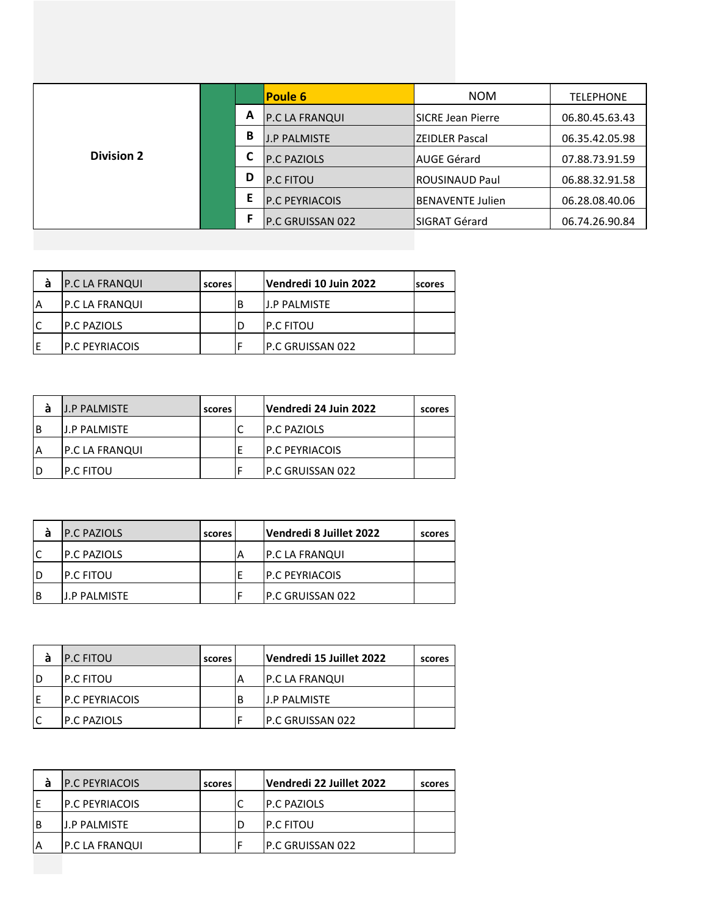| Division 2 | | | Poule 6 | NOM | TELEPHONE |
|---|---|---|---|---|---|
| | | A | P.C LA FRANQUI | SICRE Jean Pierre | 06.80.45.63.43 |
| | | B | J.P PALMISTE | ZEIDLER Pascal | 06.35.42.05.98 |
| | | C | P.C PAZIOLS | AUGE Gérard | 07.88.73.91.59 |
| | | D | P.C FITOU | ROUSINAUD Paul | 06.88.32.91.58 |
| | | E | P.C PEYRIACOIS | BENAVENTE Julien | 06.28.08.40.06 |
| | | F | P.C GRUISSAN 022 | SIGRAT Gérard | 06.74.26.90.84 |

| à | P.C LA FRANQUI | scores | | Vendredi 10 Juin 2022 | scores |
|---|---|---|---|---|---|
| A | P.C LA FRANQUI | | B | J.P PALMISTE | |
| C | P.C PAZIOLS | | D | P.C FITOU | |
| E | P.C PEYRIACOIS | | F | P.C GRUISSAN 022 | |

| à | J.P PALMISTE | scores | | Vendredi 24 Juin 2022 | scores |
|---|---|---|---|---|---|
| B | J.P PALMISTE | | C | P.C PAZIOLS | |
| A | P.C LA FRANQUI | | E | P.C PEYRIACOIS | |
| D | P.C FITOU | | F | P.C GRUISSAN 022 | |

| à | P.C PAZIOLS | scores | | Vendredi 8 Juillet 2022 | scores |
|---|---|---|---|---|---|
| C | P.C PAZIOLS | | A | P.C LA FRANQUI | |
| D | P.C FITOU | | E | P.C PEYRIACOIS | |
| B | J.P PALMISTE | | F | P.C GRUISSAN 022 | |

| à | P.C FITOU | scores | | Vendredi 15 Juillet 2022 | scores |
|---|---|---|---|---|---|
| D | P.C FITOU | | A | P.C LA FRANQUI | |
| E | P.C PEYRIACOIS | | B | J.P PALMISTE | |
| C | P.C PAZIOLS | | F | P.C GRUISSAN 022 | |

| à | P.C PEYRIACOIS | scores | | Vendredi 22 Juillet 2022 | scores |
|---|---|---|---|---|---|
| E | P.C PEYRIACOIS | | C | P.C PAZIOLS | |
| B | J.P PALMISTE | | D | P.C FITOU | |
| A | P.C LA FRANQUI | | F | P.C GRUISSAN 022 | |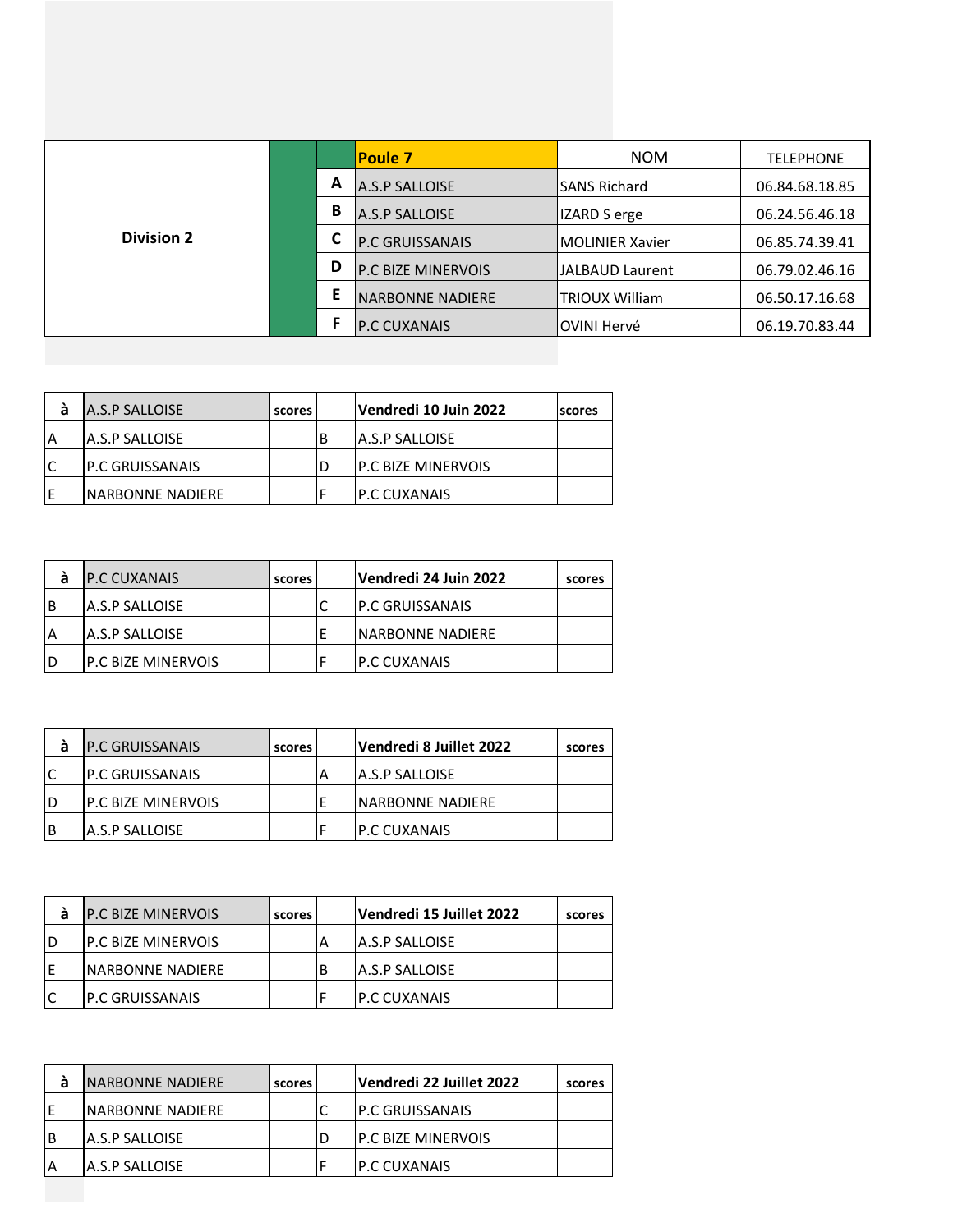| Division 2 | | Poule 7 | NOM | TELEPHONE |
|---|---|---|---|---|
| | A | A.S.P SALLOISE | SANS Richard | 06.84.68.18.85 |
| | B | A.S.P SALLOISE | IZARD S erge | 06.24.56.46.18 |
| | C | P.C GRUISSANAIS | MOLINIER Xavier | 06.85.74.39.41 |
| | D | P.C BIZE MINERVOIS | JALBAUD Laurent | 06.79.02.46.16 |
| | E | NARBONNE NADIERE | TRIOUX William | 06.50.17.16.68 |
| | F | P.C CUXANAIS | OVINI Hervé | 06.19.70.83.44 |

| à | A.S.P SALLOISE | scores | | Vendredi 10 Juin 2022 | scores |
|---|---|---|---|---|---|
| A | A.S.P SALLOISE | | B | A.S.P SALLOISE | |
| C | P.C GRUISSANAIS | | D | P.C BIZE MINERVOIS | |
| E | NARBONNE NADIERE | | F | P.C CUXANAIS | |

| à | P.C CUXANAIS | scores | | Vendredi 24 Juin 2022 | scores |
|---|---|---|---|---|---|
| B | A.S.P SALLOISE | | C | P.C GRUISSANAIS | |
| A | A.S.P SALLOISE | | E | NARBONNE NADIERE | |
| D | P.C BIZE MINERVOIS | | F | P.C CUXANAIS | |

| à | P.C GRUISSANAIS | scores | | Vendredi 8 Juillet 2022 | scores |
|---|---|---|---|---|---|
| C | P.C GRUISSANAIS | | A | A.S.P SALLOISE | |
| D | P.C BIZE MINERVOIS | | E | NARBONNE NADIERE | |
| B | A.S.P SALLOISE | | F | P.C CUXANAIS | |

| à | P.C BIZE MINERVOIS | scores | | Vendredi 15 Juillet 2022 | scores |
|---|---|---|---|---|---|
| D | P.C BIZE MINERVOIS | | A | A.S.P SALLOISE | |
| E | NARBONNE NADIERE | | B | A.S.P SALLOISE | |
| C | P.C GRUISSANAIS | | F | P.C CUXANAIS | |

| à | NARBONNE NADIERE | scores | | Vendredi 22 Juillet 2022 | scores |
|---|---|---|---|---|---|
| E | NARBONNE NADIERE | | C | P.C GRUISSANAIS | |
| B | A.S.P SALLOISE | | D | P.C BIZE MINERVOIS | |
| A | A.S.P SALLOISE | | F | P.C CUXANAIS | |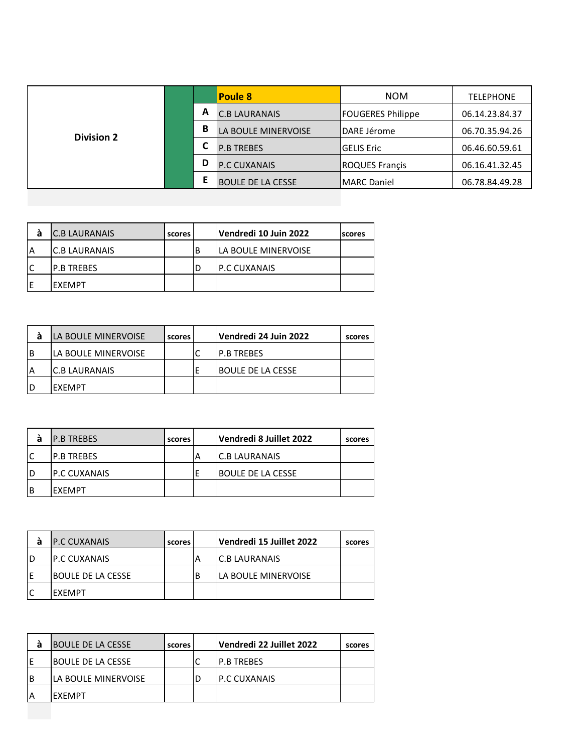| Division 2 | | | Poule 8 | NOM | TELEPHONE |
|---|---|---|---|---|---|
| | | A | C.B LAURANAIS | FOUGERES Philippe | 06.14.23.84.37 |
| | | B | LA BOULE MINERVOISE | DARE Jérome | 06.70.35.94.26 |
| | | C | P.B TREBES | GELIS Eric | 06.46.60.59.61 |
| | | D | P.C CUXANAIS | ROQUES Françis | 06.16.41.32.45 |
| | | E | BOULE DE LA CESSE | MARC Daniel | 06.78.84.49.28 |

| à | C.B LAURANAIS | scores | | Vendredi 10 Juin 2022 | scores |
|---|---|---|---|---|---|
| A | C.B LAURANAIS | | B | LA BOULE MINERVOISE | |
| C | P.B TREBES | | D | P.C CUXANAIS | |
| E | EXEMPT | | | | |

| à | LA BOULE MINERVOISE | scores | | Vendredi 24 Juin 2022 | scores |
|---|---|---|---|---|---|
| B | LA BOULE MINERVOISE | | C | P.B TREBES | |
| A | C.B LAURANAIS | | E | BOULE DE LA CESSE | |
| D | EXEMPT | | | | |

| à | P.B TREBES | scores | | Vendredi 8 Juillet 2022 | scores |
|---|---|---|---|---|---|
| C | P.B TREBES | | A | C.B LAURANAIS | |
| D | P.C CUXANAIS | | E | BOULE DE LA CESSE | |
| B | EXEMPT | | | | |

| à | P.C CUXANAIS | scores | | Vendredi 15 Juillet 2022 | scores |
|---|---|---|---|---|---|
| D | P.C CUXANAIS | | A | C.B LAURANAIS | |
| E | BOULE DE LA CESSE | | B | LA BOULE MINERVOISE | |
| C | EXEMPT | | | | |

| à | BOULE DE LA CESSE | scores | | Vendredi 22 Juillet 2022 | scores |
|---|---|---|---|---|---|
| E | BOULE DE LA CESSE | | C | P.B TREBES | |
| B | LA BOULE MINERVOISE | | D | P.C CUXANAIS | |
| A | EXEMPT | | | | |